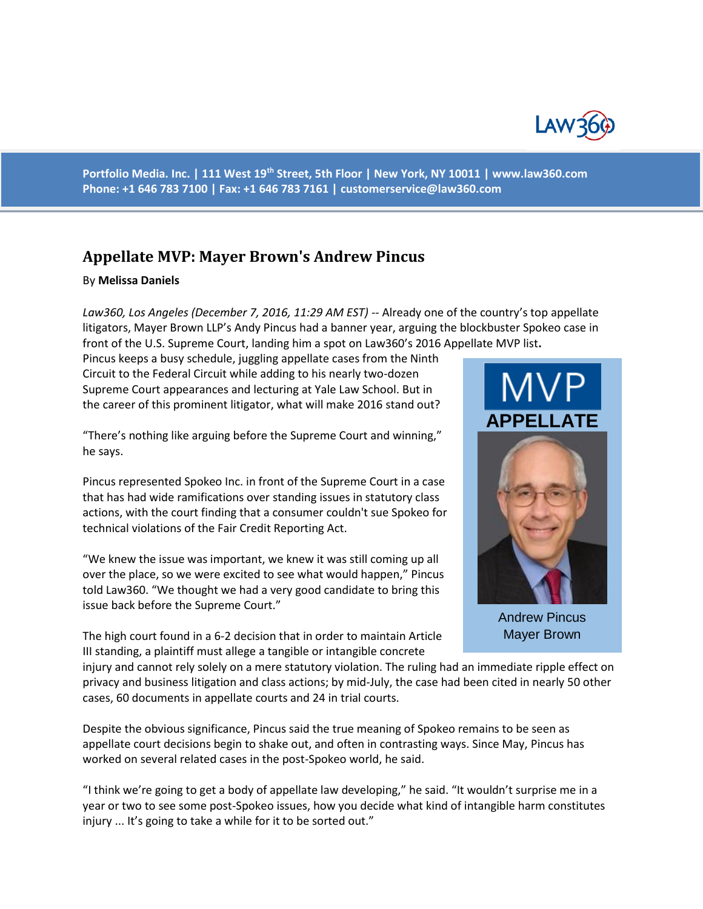Portfolio Media. Inc. | 111 West 19th Street, 5th Floor | New York, NY 10011 | www.law360.com
Phone: +1 646 783 7100 | Fax: +1 646 783 7161 | customerservice@law360.com

# Appellate MVP: Mayer Brown's Andrew Pincus

By **Melissa Daniels**

*Law360, Los Angeles (December 7, 2016, 11:29 AM EST)* -- Already one of the country's top appellate litigators, Mayer Brown LLP's Andy Pincus had a banner year, arguing the blockbuster Spokeo case in front of the U.S. Supreme Court, landing him a spot on Law360's 2016 Appellate MVP list.

Pincus keeps a busy schedule, juggling appellate cases from the Ninth Circuit to the Federal Circuit while adding to his nearly two-dozen Supreme Court appearances and lecturing at Yale Law School. But in the career of this prominent litigator, what will make 2016 stand out?

"There's nothing like arguing before the Supreme Court and winning," he says.

Pincus represented Spokeo Inc. in front of the Supreme Court in a case that has had wide ramifications over standing issues in statutory class actions, with the court finding that a consumer couldn't sue Spokeo for technical violations of the Fair Credit Reporting Act.

"We knew the issue was important, we knew it was still coming up all over the place, so we were excited to see what would happen," Pincus told Law360. "We thought we had a very good candidate to bring this issue back before the Supreme Court."

MVP APPELLATE

Andrew Pincus
Mayer Brown

The high court found in a 6-2 decision that in order to maintain Article III standing, a plaintiff must allege a tangible or intangible concrete injury and cannot rely solely on a mere statutory violation. The ruling had an immediate ripple effect on privacy and business litigation and class actions; by mid-July, the case had been cited in nearly 50 other cases, 60 documents in appellate courts and 24 in trial courts.

Despite the obvious significance, Pincus said the true meaning of Spokeo remains to be seen as appellate court decisions begin to shake out, and often in contrasting ways. Since May, Pincus has worked on several related cases in the post-Spokeo world, he said.

"I think we're going to get a body of appellate law developing," he said. "It wouldn't surprise me in a year or two to see some post-Spokeo issues, how you decide what kind of intangible harm constitutes injury ... It's going to take a while for it to be sorted out."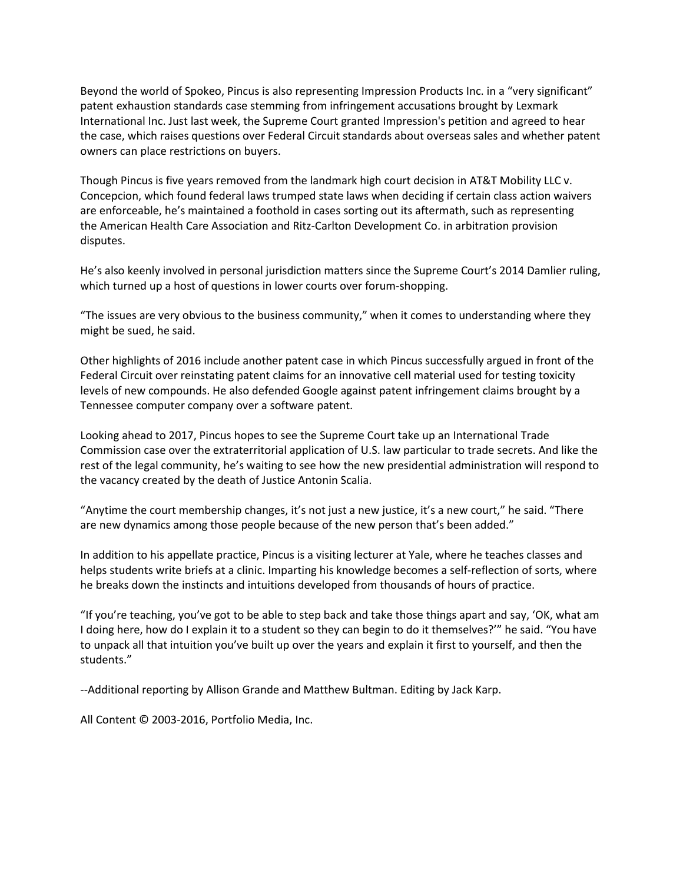Beyond the world of Spokeo, Pincus is also representing Impression Products Inc. in a "very significant" patent exhaustion standards case stemming from infringement accusations brought by Lexmark International Inc. Just last week, the Supreme Court granted Impression's petition and agreed to hear the case, which raises questions over Federal Circuit standards about overseas sales and whether patent owners can place restrictions on buyers.

Though Pincus is five years removed from the landmark high court decision in AT&T Mobility LLC v. Concepcion, which found federal laws trumped state laws when deciding if certain class action waivers are enforceable, he's maintained a foothold in cases sorting out its aftermath, such as representing the American Health Care Association and Ritz-Carlton Development Co. in arbitration provision disputes.

He's also keenly involved in personal jurisdiction matters since the Supreme Court's 2014 Damlier ruling, which turned up a host of questions in lower courts over forum-shopping.

"The issues are very obvious to the business community," when it comes to understanding where they might be sued, he said.

Other highlights of 2016 include another patent case in which Pincus successfully argued in front of the Federal Circuit over reinstating patent claims for an innovative cell material used for testing toxicity levels of new compounds. He also defended Google against patent infringement claims brought by a Tennessee computer company over a software patent.

Looking ahead to 2017, Pincus hopes to see the Supreme Court take up an International Trade Commission case over the extraterritorial application of U.S. law particular to trade secrets. And like the rest of the legal community, he's waiting to see how the new presidential administration will respond to the vacancy created by the death of Justice Antonin Scalia.

"Anytime the court membership changes, it's not just a new justice, it's a new court," he said. "There are new dynamics among those people because of the new person that's been added."

In addition to his appellate practice, Pincus is a visiting lecturer at Yale, where he teaches classes and helps students write briefs at a clinic. Imparting his knowledge becomes a self-reflection of sorts, where he breaks down the instincts and intuitions developed from thousands of hours of practice.

"If you're teaching, you've got to be able to step back and take those things apart and say, 'OK, what am I doing here, how do I explain it to a student so they can begin to do it themselves?'" he said. "You have to unpack all that intuition you've built up over the years and explain it first to yourself, and then the students."

--Additional reporting by Allison Grande and Matthew Bultman. Editing by Jack Karp.

All Content © 2003-2016, Portfolio Media, Inc.